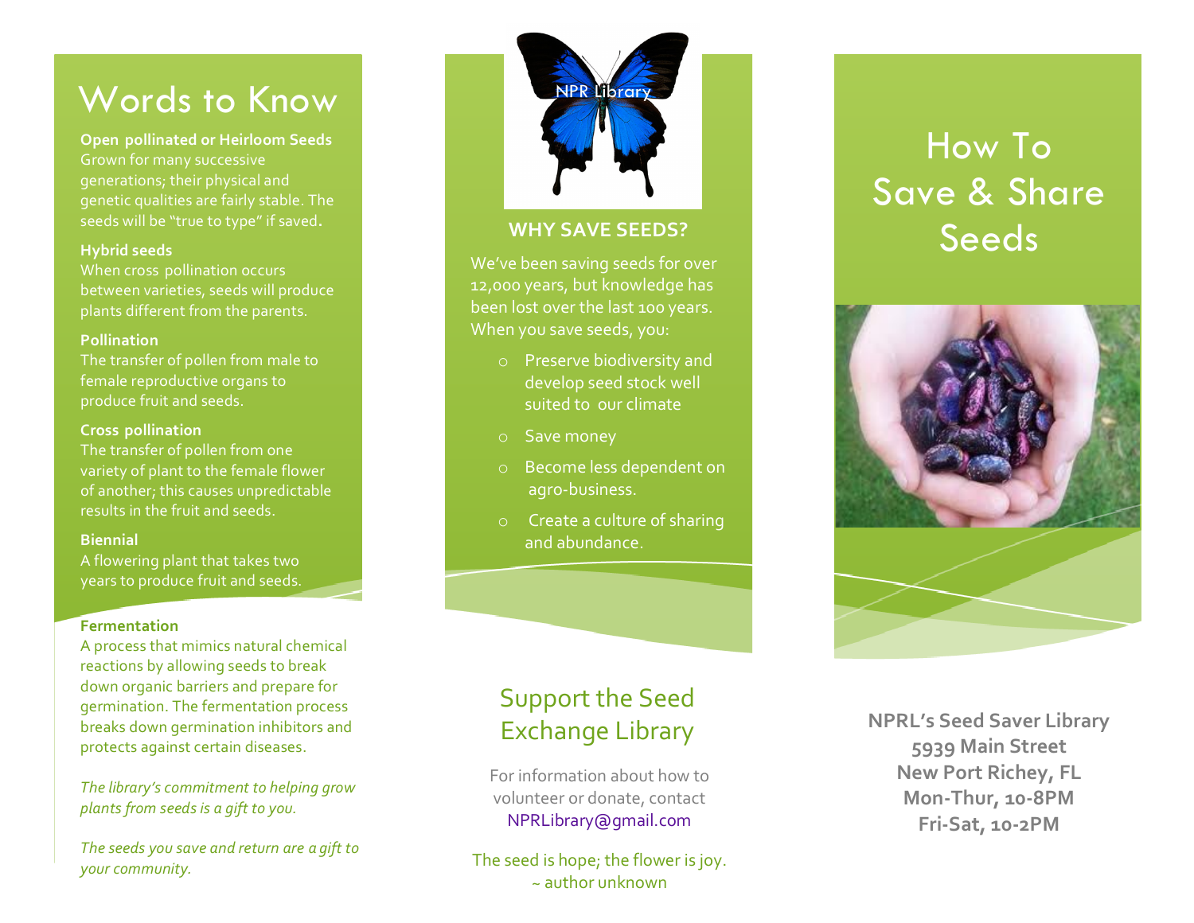# Words to Know

**Open pollinated or Heirloom Seeds**
Grown for many successive generations; their physical and genetic qualities are fairly stable. The seeds will be "true to type" if saved.

**Hybrid seeds**
When cross pollination occurs between varieties, seeds will produce plants different from the parents.

**Pollination**
The transfer of pollen from male to female reproductive organs to produce fruit and seeds.

**Cross pollination**
The transfer of pollen from one variety of plant to the female flower of another; this causes unpredictable results in the fruit and seeds.

**Biennial**
A flowering plant that takes two years to produce fruit and seeds.

**Fermentation**
A process that mimics natural chemical reactions by allowing seeds to break down organic barriers and prepare for germination. The fermentation process breaks down germination inhibitors and protects against certain diseases.

*The library's commitment to helping grow plants from seeds is a gift to you.*

*The seeds you save and return are a gift to your community.*

NPR Library

## WHY SAVE SEEDS?

We've been saving seeds for over 12,000 years, but knowledge has been lost over the last 100 years. When you save seeds, you:

- Preserve biodiversity and develop seed stock well suited to our climate
- Save money
- Become less dependent on agro-business.
- Create a culture of sharing and abundance.

## Support the Seed Exchange Library

For information about how to volunteer or donate, contact NPRLibrary@gmail.com

The seed is hope; the flower is joy.
~ author unknown

# How To Save & Share Seeds

**NPRL's Seed Saver Library**
**5939 Main Street**
**New Port Richey, FL**
**Mon-Thur, 10-8PM**
**Fri-Sat, 10-2PM**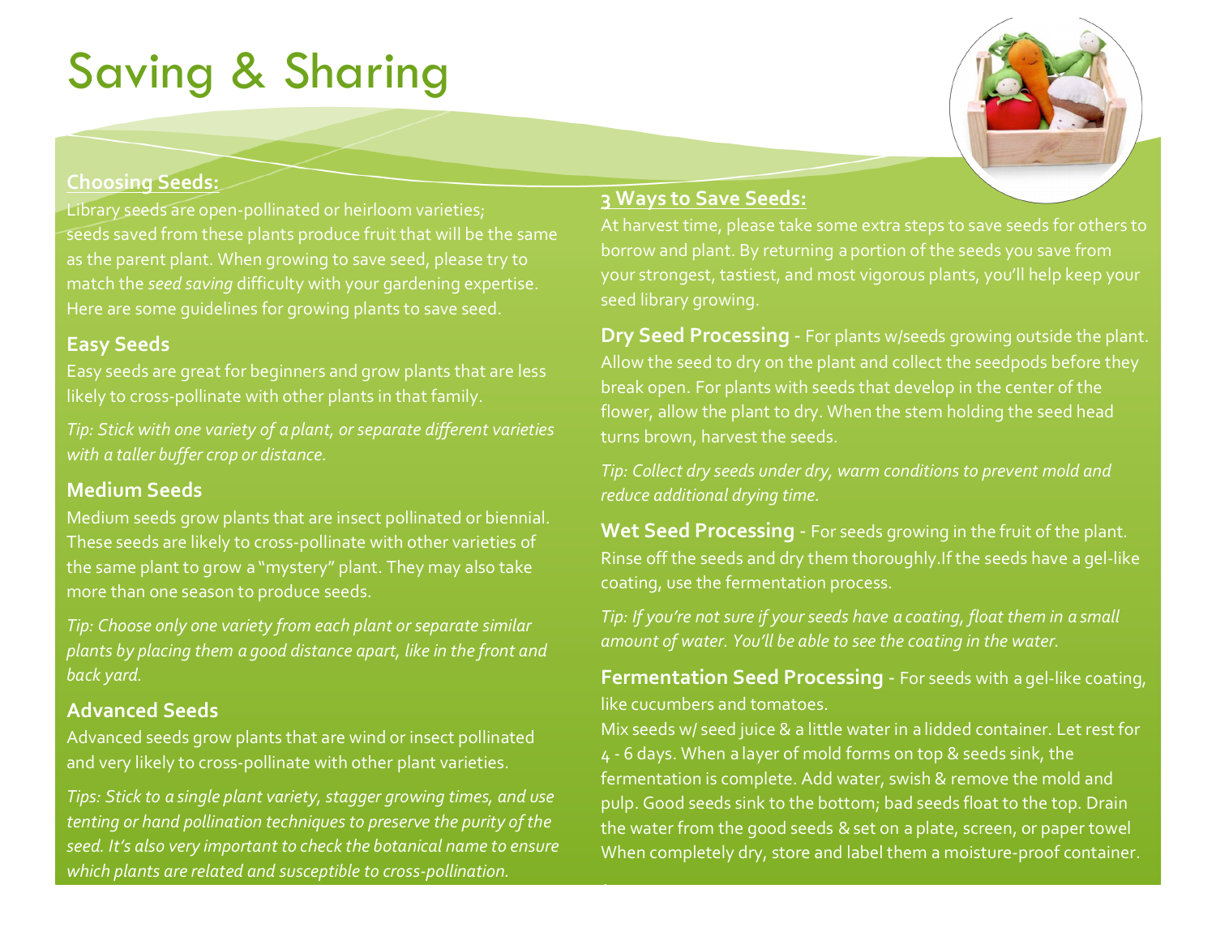# Saving & Sharing

**Choosing Seeds:**

Library seeds are open-pollinated or heirloom varieties; seeds saved from these plants produce fruit that will be the same as the parent plant. When growing to save seed, please try to match the *seed saving* difficulty with your gardening expertise. Here are some guidelines for growing plants to save seed.

### Easy Seeds

Easy seeds are great for beginners and grow plants that are less likely to cross-pollinate with other plants in that family.

*Tip: Stick with one variety of a plant, or separate different varieties with a taller buffer crop or distance.*

### Medium Seeds

Medium seeds grow plants that are insect pollinated or biennial. These seeds are likely to cross-pollinate with other varieties of the same plant to grow a "mystery" plant. They may also take more than one season to produce seeds.

*Tip: Choose only one variety from each plant or separate similar plants by placing them a good distance apart, like in the front and back yard.*

### Advanced Seeds

Advanced seeds grow plants that are wind or insect pollinated and very likely to cross-pollinate with other plant varieties.

*Tips: Stick to a single plant variety, stagger growing times, and use tenting or hand pollination techniques to preserve the purity of the seed. It's also very important to check the botanical name to ensure which plants are related and susceptible to cross-pollination.*

**3 Ways to Save Seeds:**

At harvest time, please take some extra steps to save seeds for others to borrow and plant. By returning a portion of the seeds you save from your strongest, tastiest, and most vigorous plants, you'll help keep your seed library growing.

**Dry Seed Processing** - For plants w/seeds growing outside the plant. Allow the seed to dry on the plant and collect the seedpods before they break open. For plants with seeds that develop in the center of the flower, allow the plant to dry. When the stem holding the seed head turns brown, harvest the seeds.

*Tip: Collect dry seeds under dry, warm conditions to prevent mold and reduce additional drying time.*

**Wet Seed Processing** - For seeds growing in the fruit of the plant. Rinse off the seeds and dry them thoroughly.If the seeds have a gel-like coating, use the fermentation process.

*Tip: If you're not sure if your seeds have a coating, float them in a small amount of water. You'll be able to see the coating in the water.*

**Fermentation Seed Processing** - For seeds with a gel-like coating, like cucumbers and tomatoes.

Mix seeds w/ seed juice & a little water in a lidded container. Let rest for 4 - 6 days. When a layer of mold forms on top & seeds sink, the fermentation is complete. Add water, swish & remove the mold and pulp. Good seeds sink to the bottom; bad seeds float to the top. Drain the water from the good seeds & set on a plate, screen, or paper towel When completely dry, store and label them a moisture-proof container.